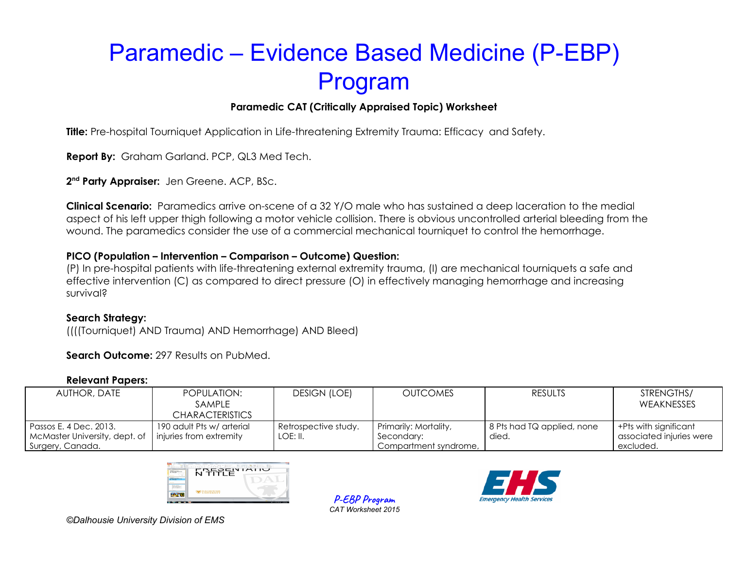# Paramedic – Evidence Based Medicine (P-EBP) Program

**Paramedic CAT (Critically Appraised Topic) Worksheet**

**Title:** Pre-hospital Tourniquet Application in Life-threatening Extremity Trauma: Efficacy and Safety.

**Report By:** Graham Garland. PCP, QL3 Med Tech.

**2nd Party Appraiser:** Jen Greene. ACP, BSc.

**Clinical Scenario:** Paramedics arrive on-scene of a 32 Y/O male who has sustained a deep laceration to the medial aspect of his left upper thigh following a motor vehicle collision. There is obvious uncontrolled arterial bleeding from the wound. The paramedics consider the use of a commercial mechanical tourniquet to control the hemorrhage.

**PICO (Population – Intervention – Comparison – Outcome) Question:**
(P) In pre-hospital patients with life-threatening external extremity trauma, (I) are mechanical tourniquets a safe and effective intervention (C) as compared to direct pressure (O) in effectively managing hemorrhage and increasing survival?

**Search Strategy:**
((((Tourniquet) AND Trauma) AND Hemorrhage) AND Bleed)

**Search Outcome:** 297 Results on PubMed.

**Relevant Papers:**

| AUTHOR, DATE | POPULATION: SAMPLE CHARACTERISTICS | DESIGN (LOE) | OUTCOMES | RESULTS | STRENGTHS/ WEAKNESSES |
|---|---|---|---|---|---|
| Passos E. 4 Dec. 2013. McMaster University, dept. of Surgery, Canada. | 190 adult Pts w/ arterial injuries from extremity | Retrospective study. LOE: II. | Primarily: Mortality, Secondary: Compartment syndrome, | 8 Pts had TQ applied, none died. | +Pts with significant associated injuries were excluded. |

P-EBP Program
CAT Worksheet 2015

©Dalhousie University Division of EMS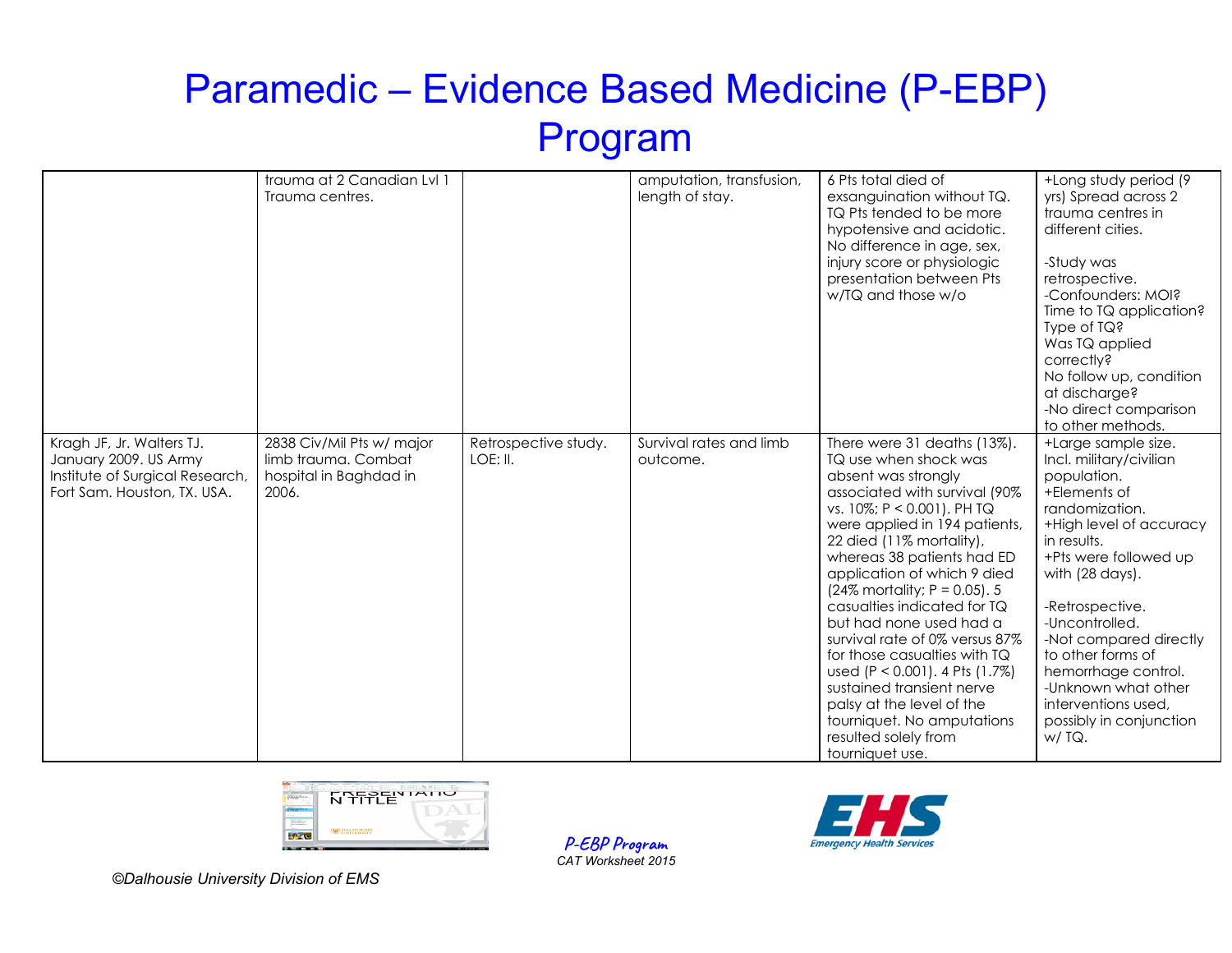# Paramedic – Evidence Based Medicine (P-EBP) Program

| | | | | | |
|---|---|---|---|---|---|
| | trauma at 2 Canadian Lvl 1 Trauma centres. | | amputation, transfusion, length of stay. | 6 Pts total died of exsanguination without TQ. TQ Pts tended to be more hypotensive and acidotic. No difference in age, sex, injury score or physiologic presentation between Pts w/TQ and those w/o | +Long study period (9 yrs) Spread across 2 trauma centres in different cities.<br><br>-Study was retrospective.<br>-Confounders: MOI? Time to TQ application? Type of TQ? Was TQ applied correctly?<br>No follow up, condition at discharge?<br>-No direct comparison to other methods. |
| Kragh JF, Jr. Walters TJ. January 2009. US Army Institute of Surgical Research, Fort Sam. Houston, TX. USA. | 2838 Civ/Mil Pts w/ major limb trauma. Combat hospital in Baghdad in 2006. | Retrospective study. LOE: II. | Survival rates and limb outcome. | There were 31 deaths (13%). TQ use when shock was absent was strongly associated with survival (90% vs. 10%; $P < 0.001$). PH TQ were applied in 194 patients, 22 died (11% mortality), whereas 38 patients had ED application of which 9 died (24% mortality; $P = 0.05$). 5 casualties indicated for TQ but had none used had a survival rate of 0% versus 87% for those casualties with TQ used ($P < 0.001$). 4 Pts (1.7%) sustained transient nerve palsy at the level of the tourniquet. No amputations resulted solely from tourniquet use. | +Large sample size. Incl. military/civilian population.<br>+Elements of randomization.<br>+High level of accuracy in results.<br>+Pts were followed up with (28 days).<br><br>-Retrospective.<br>-Uncontrolled.<br>-Not compared directly to other forms of hemorrhage control.<br>-Unknown what other interventions used, possibly in conjunction w/ TQ. |

*P-EBP Program*
*CAT Worksheet 2015*

©Dalhousie University Division of EMS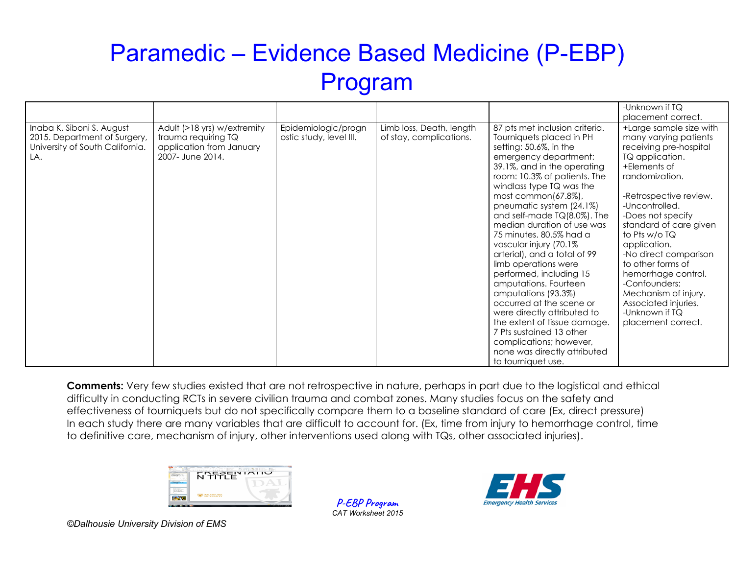# Paramedic – Evidence Based Medicine (P-EBP) Program

| | | | | | |
|---|---|---|---|---|---|
| | | | | | -Unknown if TQ placement correct. |
| Inaba K, Siboni S. August 2015. Department of Surgery, University of South California. LA. | Adult (>18 yrs) w/extremity trauma requiring TQ application from January 2007- June 2014. | Epidemiologic/prognostic study, level III. | Limb loss, Death, length of stay, complications. | 87 pts met inclusion criteria. Tourniquets placed in PH setting: 50.6%, in the emergency department: 39.1%, and in the operating room: 10.3% of patients. The windlass type TQ was the most common(67.8%), pneumatic system (24.1%) and self-made TQ(8.0%). The median duration of use was 75 minutes. 80.5% had a vascular injury (70.1% arterial), and a total of 99 limb operations were performed, including 15 amputations. Fourteen amputations (93.3%) occurred at the scene or were directly attributed to the extent of tissue damage. 7 Pts sustained 13 other complications; however, none was directly attributed to tourniquet use. | +Large sample size with many varying patients receiving pre-hospital TQ application.<br>+Elements of randomization.<br><br>-Retrospective review.<br>-Uncontrolled.<br>-Does not specify standard of care given to Pts w/o TQ application.<br>-No direct comparison to other forms of hemorrhage control.<br>-Confounders: Mechanism of injury. Associated injuries.<br>-Unknown if TQ placement correct. |

**Comments:** Very few studies existed that are not retrospective in nature, perhaps in part due to the logistical and ethical difficulty in conducting RCTs in severe civilian trauma and combat zones. Many studies focus on the safety and effectiveness of tourniquets but do not specifically compare them to a baseline standard of care (Ex, direct pressure) In each study there are many variables that are difficult to account for. (Ex, time from injury to hemorrhage control, time to definitive care, mechanism of injury, other interventions used along with TQs, other associated injuries).

*P-EBP Program*
*CAT Worksheet 2015*

*©Dalhousie University Division of EMS*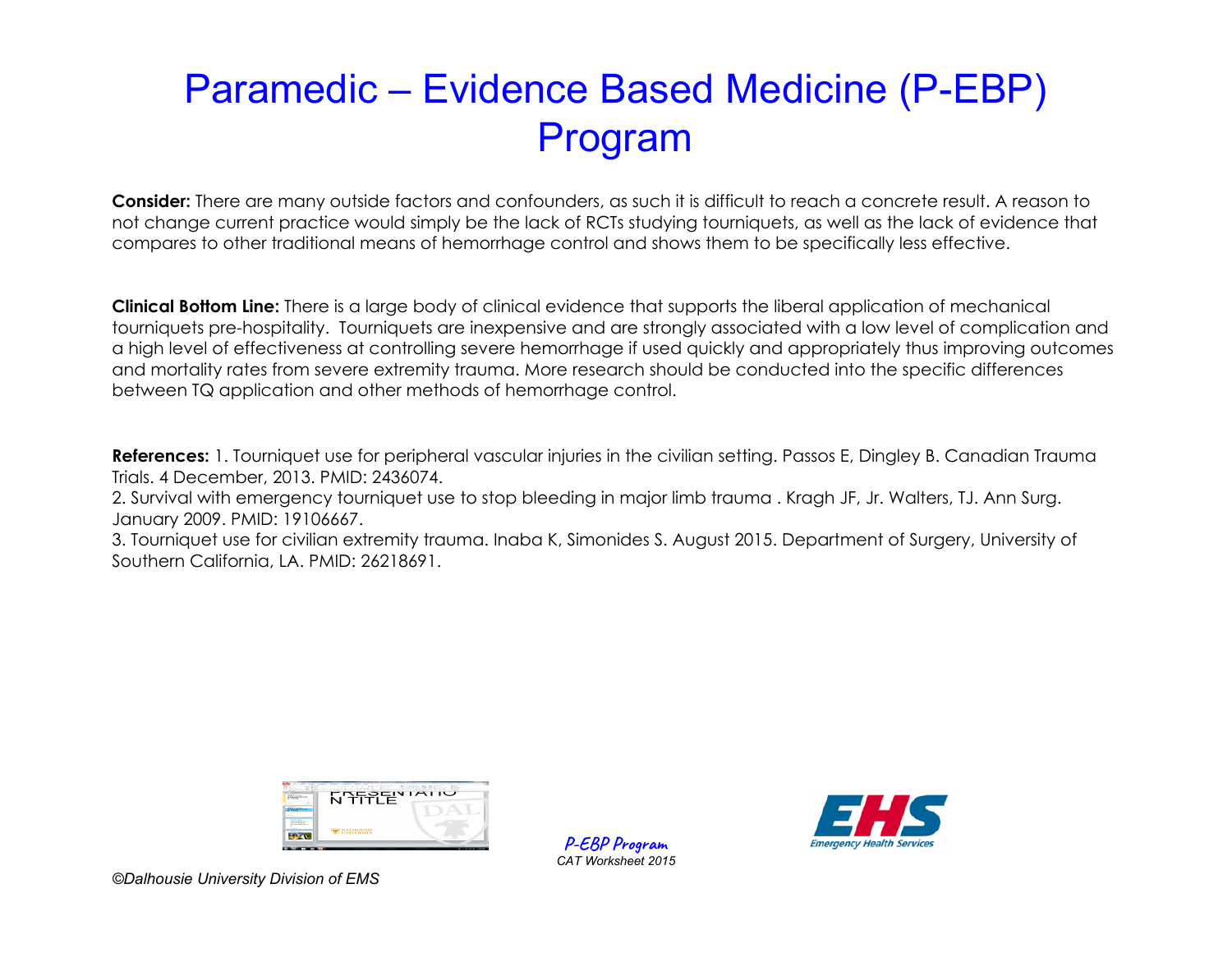# Paramedic – Evidence Based Medicine (P-EBP) Program

**Consider:** There are many outside factors and confounders, as such it is difficult to reach a concrete result. A reason to not change current practice would simply be the lack of RCTs studying tourniquets, as well as the lack of evidence that compares to other traditional means of hemorrhage control and shows them to be specifically less effective.

**Clinical Bottom Line:** There is a large body of clinical evidence that supports the liberal application of mechanical tourniquets pre-hospitality. Tourniquets are inexpensive and are strongly associated with a low level of complication and a high level of effectiveness at controlling severe hemorrhage if used quickly and appropriately thus improving outcomes and mortality rates from severe extremity trauma. More research should be conducted into the specific differences between TQ application and other methods of hemorrhage control.

**References:** 1. Tourniquet use for peripheral vascular injuries in the civilian setting. Passos E, Dingley B. Canadian Trauma Trials. 4 December, 2013. PMID: 2436074.
2. Survival with emergency tourniquet use to stop bleeding in major limb trauma . Kragh JF, Jr. Walters, TJ. Ann Surg. January 2009. PMID: 19106667.
3. Tourniquet use for civilian extremity trauma. Inaba K, Simonides S. August 2015. Department of Surgery, University of Southern California, LA. PMID: 26218691.

*P-EBP Program*
*CAT Worksheet 2015*

*©Dalhousie University Division of EMS*